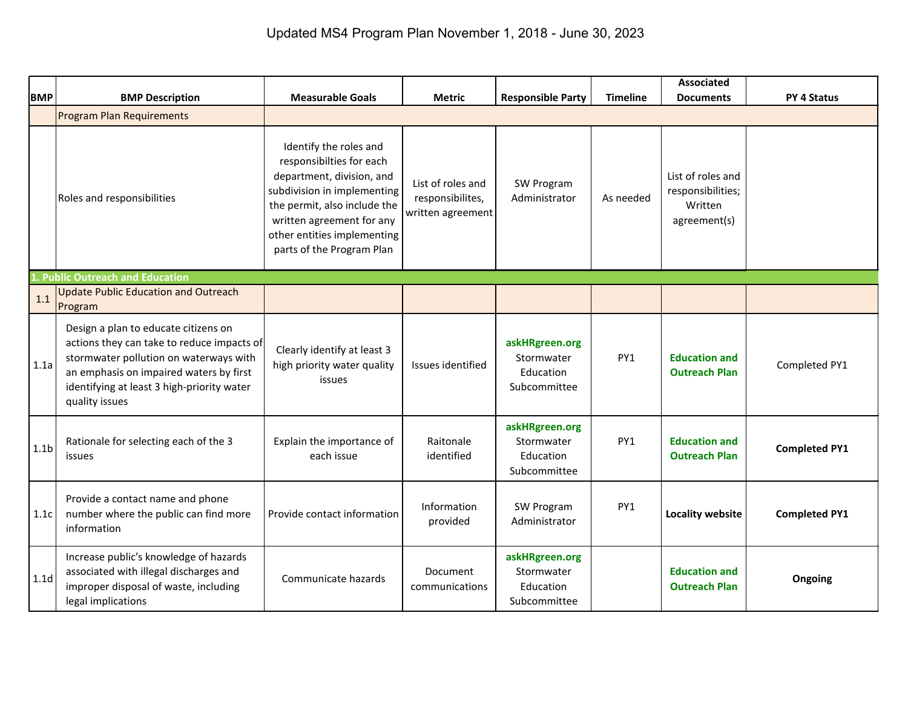# Updated MS4 Program Plan November 1, 2018 - June 30, 2023

| BMP | BMP Description | Measurable Goals | Metric | Responsible Party | Timeline | Associated Documents | PY 4 Status |
|---|---|---|---|---|---|---|---|
| | Program Plan Requirements | | | | | | |
| | Roles and responsibilities | Identify the roles and responsibilties for each department, division, and subdivision in implementing the permit, also include the written agreement for any other entities implementing parts of the Program Plan | List of roles and responsibilites, written agreement | SW Program Administrator | As needed | List of roles and responsibilities; Written agreement(s) | |
| **1. Public Outreach and Education** | | | | | | | |
| 1.1 | Update Public Education and Outreach Program | | | | | | |
| 1.1a | Design a plan to educate citizens on actions they can take to reduce impacts of stormwater pollution on waterways with an emphasis on impaired waters by first identifying at least 3 high-priority water quality issues | Clearly identify at least 3 high priority water quality issues | Issues identified | **askHRgreen.org** Stormwater Education Subcommittee | PY1 | **Education and Outreach Plan** | Completed PY1 |
| 1.1b | Rationale for selecting each of the 3 issues | Explain the importance of each issue | Raitonale identified | **askHRgreen.org** Stormwater Education Subcommittee | PY1 | **Education and Outreach Plan** | **Completed PY1** |
| 1.1c | Provide a contact name and phone number where the public can find more information | Provide contact information | Information provided | SW Program Administrator | PY1 | **Locality website** | **Completed PY1** |
| 1.1d | Increase public's knowledge of hazards associated with illegal discharges and improper disposal of waste, including legal implications | Communicate hazards | Document communications | **askHRgreen.org** Stormwater Education Subcommittee | | **Education and Outreach Plan** | **Ongoing** |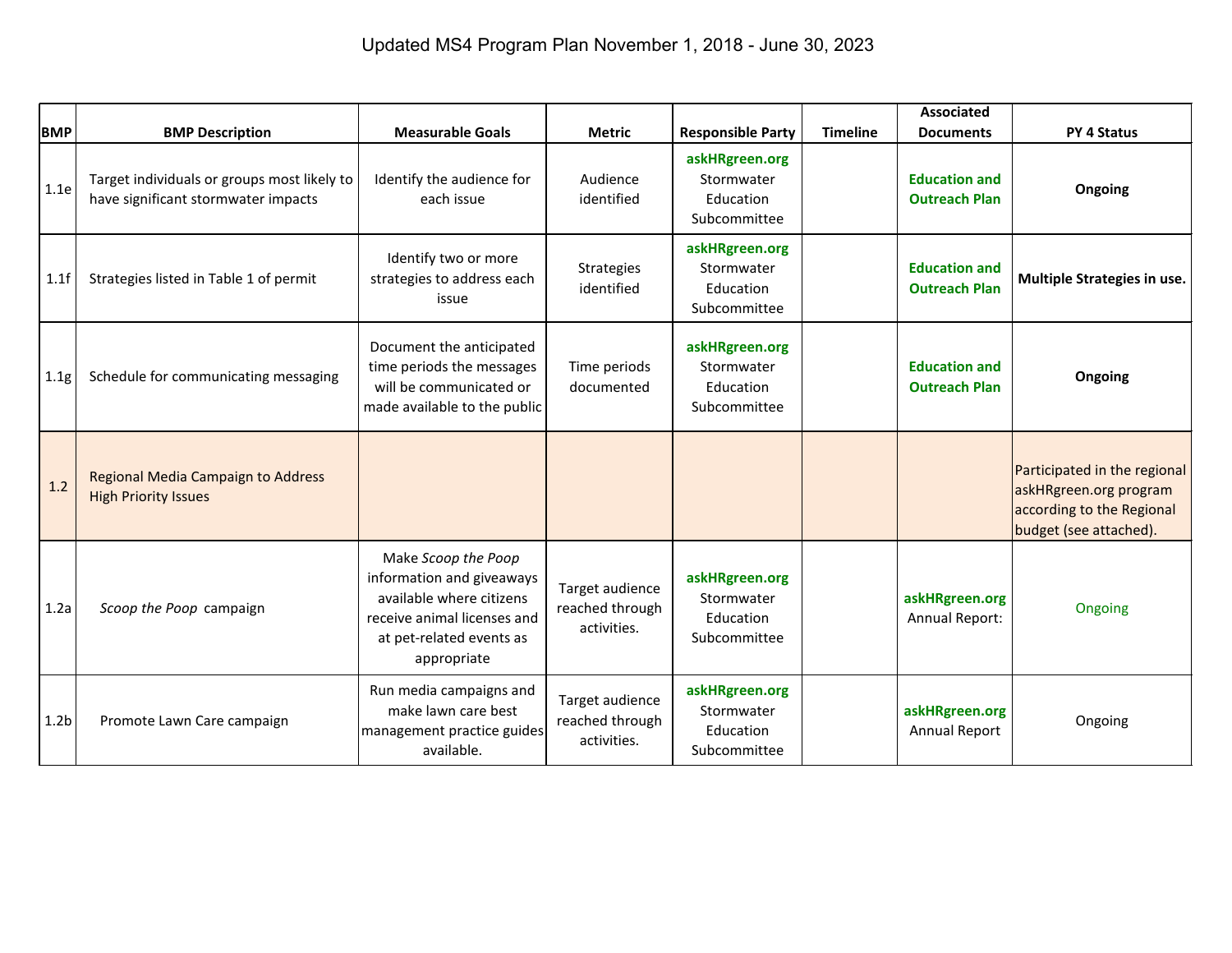# Updated MS4 Program Plan November 1, 2018 - June 30, 2023

| BMP | BMP Description | Measurable Goals | Metric | Responsible Party | Timeline | Associated Documents | PY 4 Status |
|---|---|---|---|---|---|---|---|
| 1.1e | Target individuals or groups most likely to have significant stormwater impacts | Identify the audience for each issue | Audience identified | **askHRgreen.org** Stormwater Education Subcommittee | | **Education and Outreach Plan** | **Ongoing** |
| 1.1f | Strategies listed in Table 1 of permit | Identify two or more strategies to address each issue | Strategies identified | **askHRgreen.org** Stormwater Education Subcommittee | | **Education and Outreach Plan** | **Multiple Strategies in use.** |
| 1.1g | Schedule for communicating messaging | Document the anticipated time periods the messages will be communicated or made available to the public | Time periods documented | **askHRgreen.org** Stormwater Education Subcommittee | | **Education and Outreach Plan** | **Ongoing** |
| 1.2 | Regional Media Campaign to Address High Priority Issues | | | | | | Participated in the regional askHRgreen.org program according to the Regional budget (see attached). |
| 1.2a | *Scoop the Poop* campaign | Make *Scoop the Poop* information and giveaways available where citizens receive animal licenses and at pet-related events as appropriate | Target audience reached through activities. | **askHRgreen.org** Stormwater Education Subcommittee | | **askHRgreen.org** Annual Report: | Ongoing |
| 1.2b | Promote Lawn Care campaign | Run media campaigns and make lawn care best management practice guides available. | Target audience reached through activities. | **askHRgreen.org** Stormwater Education Subcommittee | | **askHRgreen.org** Annual Report | Ongoing |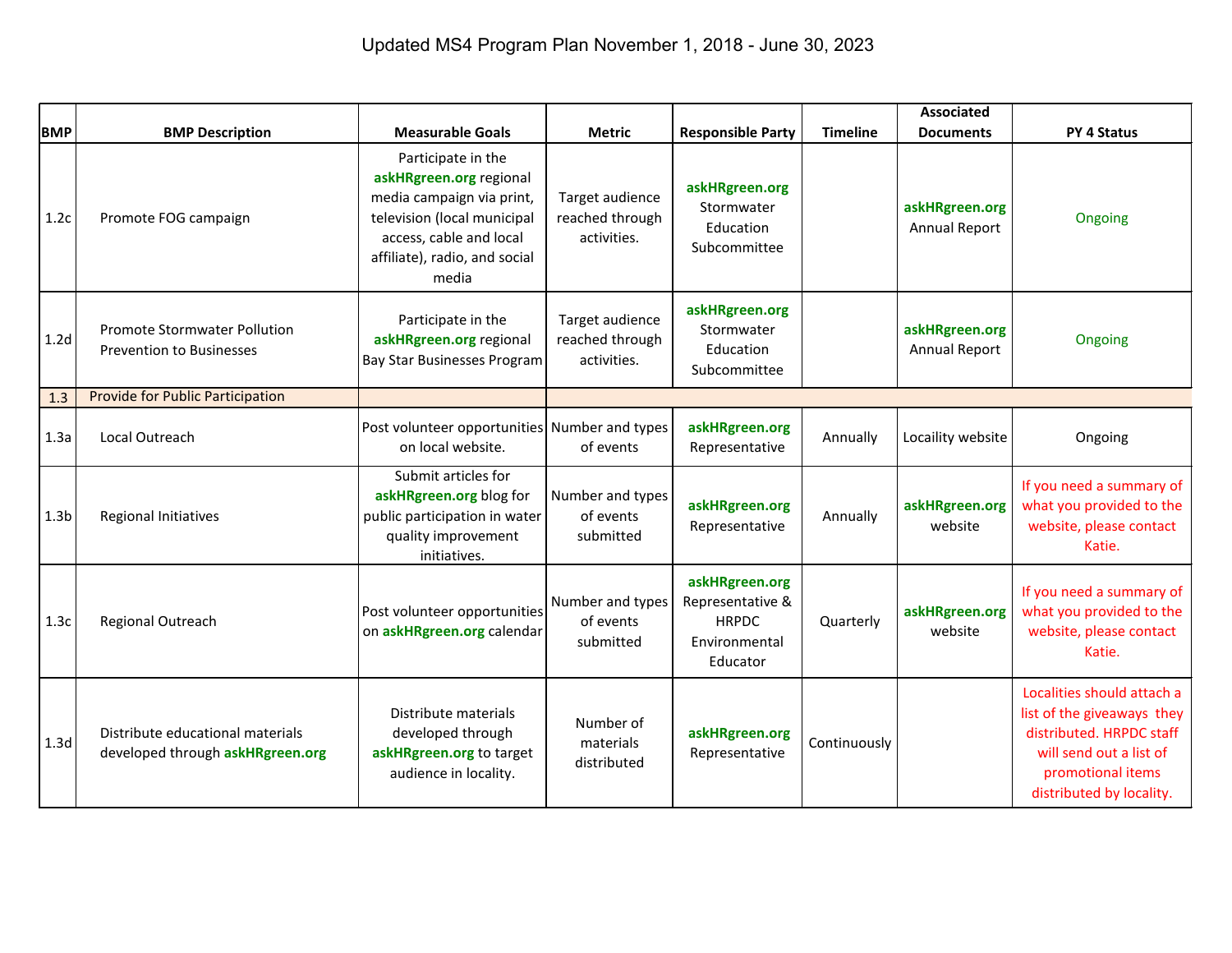# Updated MS4 Program Plan November 1, 2018 - June 30, 2023

| BMP | BMP Description | Measurable Goals | Metric | Responsible Party | Timeline | Associated Documents | PY 4 Status |
|---|---|---|---|---|---|---|---|
| 1.2c | Promote FOG campaign | Participate in the askHRgreen.org regional media campaign via print, television (local municipal access, cable and local affiliate), radio, and social media | Target audience reached through activities. | askHRgreen.org Stormwater Education Subcommittee | | askHRgreen.org Annual Report | Ongoing |
| 1.2d | Promote Stormwater Pollution Prevention to Businesses | Participate in the askHRgreen.org regional Bay Star Businesses Program | Target audience reached through activities. | askHRgreen.org Stormwater Education Subcommittee | | askHRgreen.org Annual Report | Ongoing |
| 1.3 | Provide for Public Participation | | | | | | |
| 1.3a | Local Outreach | Post volunteer opportunities on local website. | Number and types of events | askHRgreen.org Representative | Annually | Locaility website | Ongoing |
| 1.3b | Regional Initiatives | Submit articles for askHRgreen.org blog for public participation in water quality improvement initiatives. | Number and types of events submitted | askHRgreen.org Representative | Annually | askHRgreen.org website | If you need a summary of what you provided to the website, please contact Katie. |
| 1.3c | Regional Outreach | Post volunteer opportunities on askHRgreen.org calendar | Number and types of events submitted | askHRgreen.org Representative & HRPDC Environmental Educator | Quarterly | askHRgreen.org website | If you need a summary of what you provided to the website, please contact Katie. |
| 1.3d | Distribute educational materials developed through askHRgreen.org | Distribute materials developed through askHRgreen.org to target audience in locality. | Number of materials distributed | askHRgreen.org Representative | Continuously | | Localities should attach a list of the giveaways they distributed. HRPDC staff will send out a list of promotional items distributed by locality. |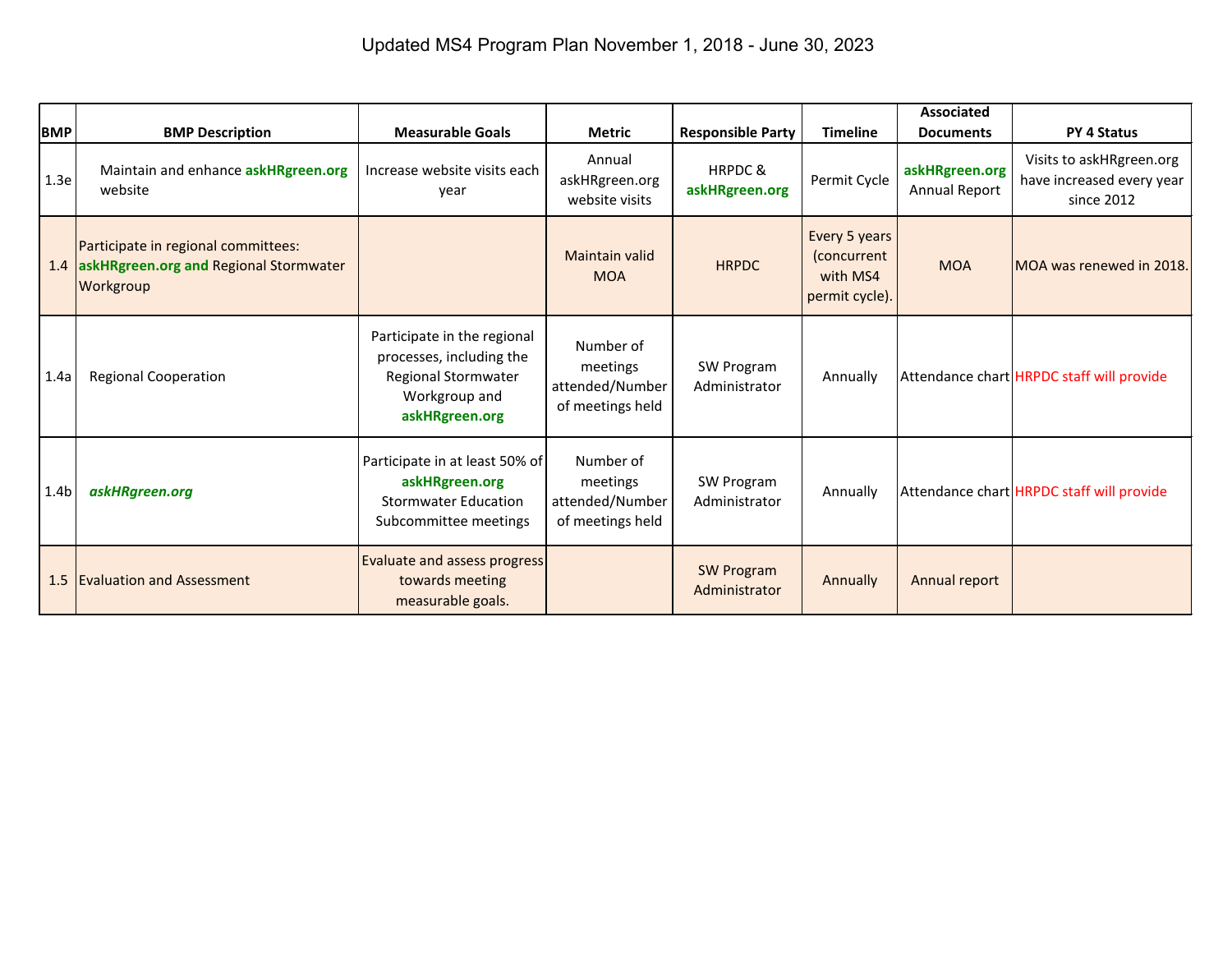# Updated MS4 Program Plan November 1, 2018 - June 30, 2023

| BMP | BMP Description | Measurable Goals | Metric | Responsible Party | Timeline | Associated Documents | PY 4 Status |
|---|---|---|---|---|---|---|---|
| 1.3e | Maintain and enhance **askHRgreen.org** website | Increase website visits each year | Annual askHRgreen.org website visits | HRPDC & **askHRgreen.org** | Permit Cycle | **askHRgreen.org** Annual Report | Visits to askHRgreen.org have increased every year since 2012 |
| 1.4 | Participate in regional committees: **askHRgreen.org and** Regional Stormwater Workgroup | | Maintain valid MOA | HRPDC | Every 5 years (concurrent with MS4 permit cycle). | MOA | MOA was renewed in 2018. |
| 1.4a | Regional Cooperation | Participate in the regional processes, including the Regional Stormwater Workgroup and **askHRgreen.org** | Number of meetings attended/Number of meetings held | SW Program Administrator | Annually | Attendance chart | HRPDC staff will provide |
| 1.4b | ***askHRgreen.org*** | Participate in at least 50% of **askHRgreen.org** Stormwater Education Subcommittee meetings | Number of meetings attended/Number of meetings held | SW Program Administrator | Annually | Attendance chart | HRPDC staff will provide |
| 1.5 | Evaluation and Assessment | Evaluate and assess progress towards meeting measurable goals. | | SW Program Administrator | Annually | Annual report | |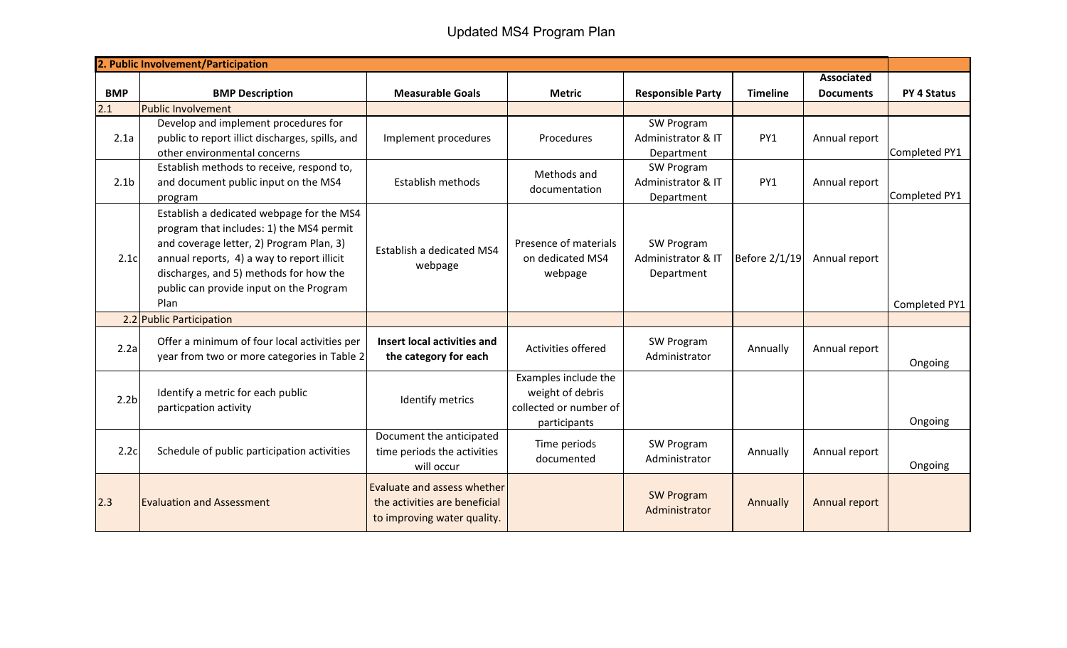# Updated MS4 Program Plan

| BMP | BMP Description | Measurable Goals | Metric | Responsible Party | Timeline | Associated Documents | PY 4 Status |
|---|---|---|---|---|---|---|---|
| **2. Public Involvement/Participation** | | | | | | | |
| 2.1 | Public Involvement | | | | | | |
| 2.1a | Develop and implement procedures for public to report illicit discharges, spills, and other environmental concerns | Implement procedures | Procedures | SW Program Administrator & IT Department | PY1 | Annual report | Completed PY1 |
| 2.1b | Establish methods to receive, respond to, and document public input on the MS4 program | Establish methods | Methods and documentation | SW Program Administrator & IT Department | PY1 | Annual report | Completed PY1 |
| 2.1c | Establish a dedicated webpage for the MS4 program that includes: 1) the MS4 permit and coverage letter, 2) Program Plan, 3) annual reports, 4) a way to report illicit discharges, and 5) methods for how the public can provide input on the Program Plan | Establish a dedicated MS4 webpage | Presence of materials on dedicated MS4 webpage | SW Program Administrator & IT Department | Before 2/1/19 | Annual report | Completed PY1 |
| 2.2 | Public Participation | | | | | | |
| 2.2a | Offer a minimum of four local activities per year from two or more categories in Table 2 | **Insert local activities and the category for each** | Activities offered | SW Program Administrator | Annually | Annual report | Ongoing |
| 2.2b | Identify a metric for each public particpation activity | Identify metrics | Examples include the weight of debris collected or number of participants | | | | Ongoing |
| 2.2c | Schedule of public participation activities | Document the anticipated time periods the activities will occur | Time periods documented | SW Program Administrator | Annually | Annual report | Ongoing |
| 2.3 | Evaluation and Assessment | Evaluate and assess whether the activities are beneficial to improving water quality. | | SW Program Administrator | Annually | Annual report | |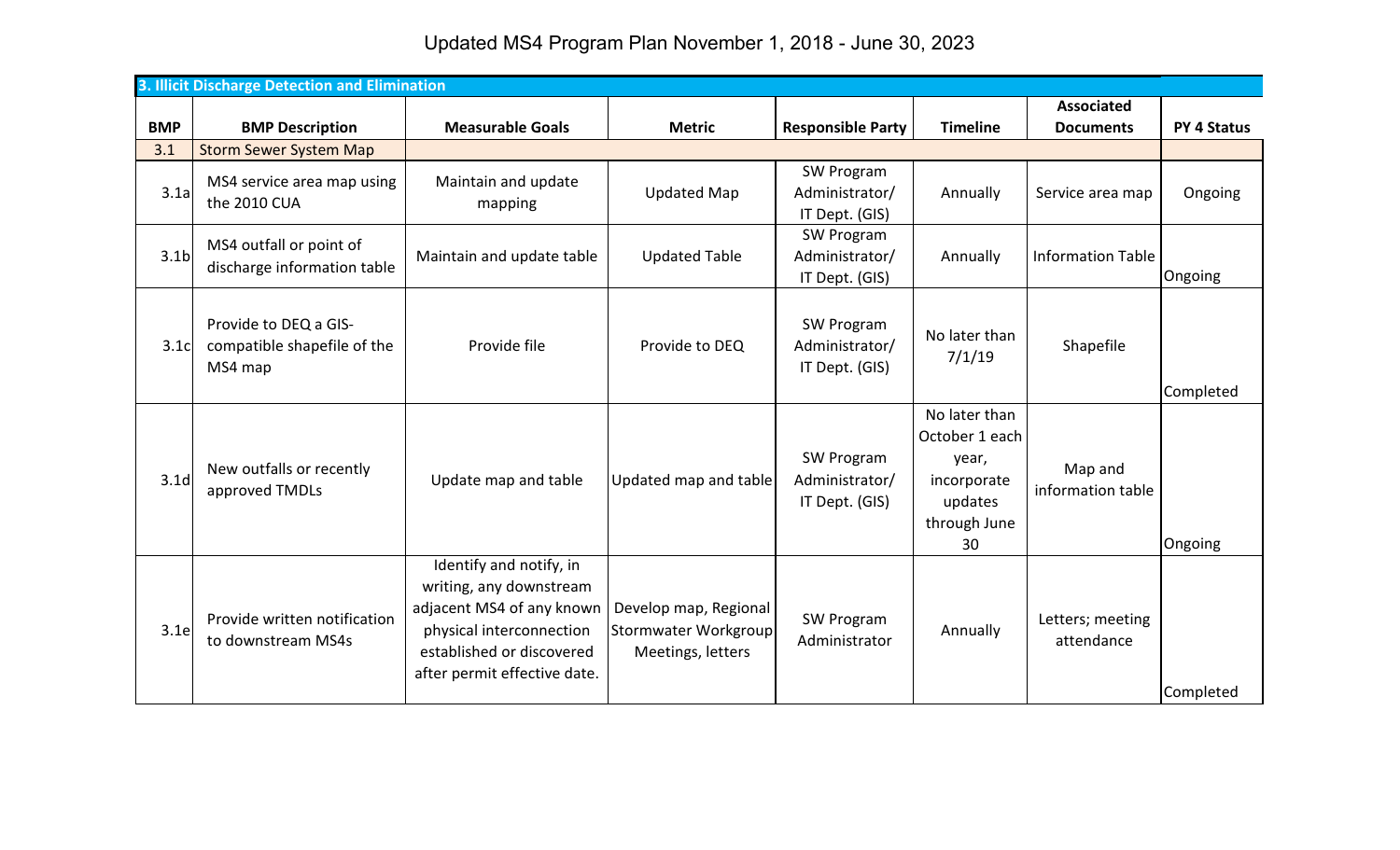# Updated MS4 Program Plan November 1, 2018 - June 30, 2023

| 3. Illicit Discharge Detection and Elimination | | | | | | | |
|---|---|---|---|---|---|---|---|
| **BMP** | **BMP Description** | **Measurable Goals** | **Metric** | **Responsible Party** | **Timeline** | **Associated Documents** | **PY 4 Status** |
| 3.1 | Storm Sewer System Map | | | | | | |
| 3.1a | MS4 service area map using the 2010 CUA | Maintain and update mapping | Updated Map | SW Program Administrator/ IT Dept. (GIS) | Annually | Service area map | Ongoing |
| 3.1b | MS4 outfall or point of discharge information table | Maintain and update table | Updated Table | SW Program Administrator/ IT Dept. (GIS) | Annually | Information Table | Ongoing |
| 3.1c | Provide to DEQ a GIS-compatible shapefile of the MS4 map | Provide file | Provide to DEQ | SW Program Administrator/ IT Dept. (GIS) | No later than 7/1/19 | Shapefile | Completed |
| 3.1d | New outfalls or recently approved TMDLs | Update map and table | Updated map and table | SW Program Administrator/ IT Dept. (GIS) | No later than October 1 each year, incorporate updates through June 30 | Map and information table | Ongoing |
| 3.1e | Provide written notification to downstream MS4s | Identify and notify, in writing, any downstream adjacent MS4 of any known physical interconnection established or discovered after permit effective date. | Develop map, Regional Stormwater Workgroup Meetings, letters | SW Program Administrator | Annually | Letters; meeting attendance | Completed |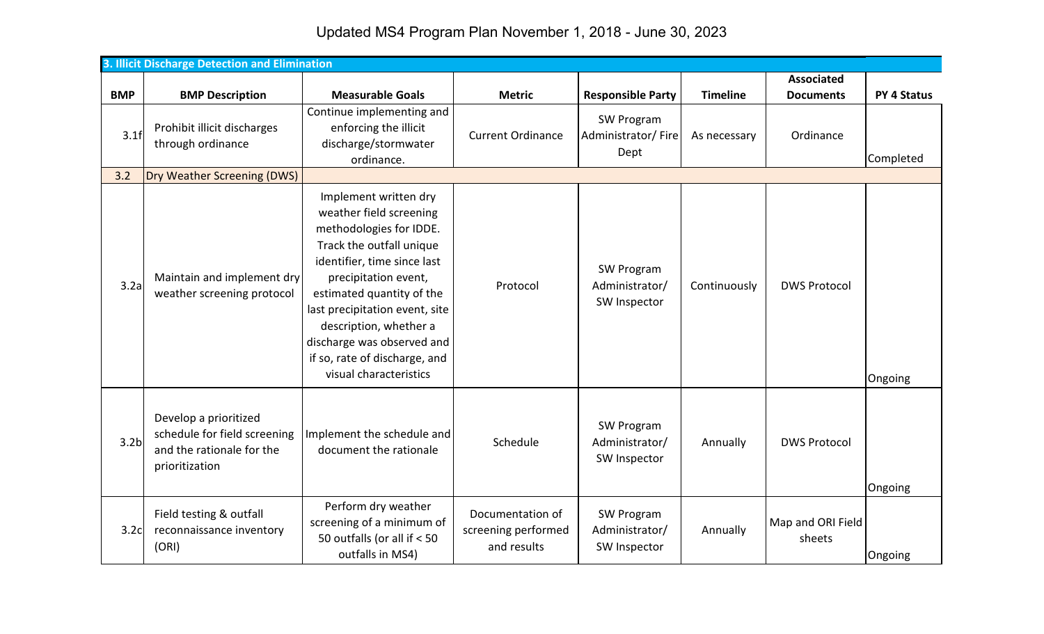# Updated MS4 Program Plan November 1, 2018 - June 30, 2023

| 3. Illicit Discharge Detection and Elimination | | | | | | | |
|---|---|---|---|---|---|---|---|
| **BMP** | **BMP Description** | **Measurable Goals** | **Metric** | **Responsible Party** | **Timeline** | **Associated Documents** | **PY 4 Status** |
| 3.1f | Prohibit illicit discharges through ordinance | Continue implementing and enforcing the illicit discharge/stormwater ordinance. | Current Ordinance | SW Program Administrator/ Fire Dept | As necessary | Ordinance | Completed |
| 3.2 | Dry Weather Screening (DWS) | | | | | | |
| 3.2a | Maintain and implement dry weather screening protocol | Implement written dry weather field screening methodologies for IDDE. Track the outfall unique identifier, time since last precipitation event, estimated quantity of the last precipitation event, site description, whether a discharge was observed and if so, rate of discharge, and visual characteristics | Protocol | SW Program Administrator/ SW Inspector | Continuously | DWS Protocol | Ongoing |
| 3.2b | Develop a prioritized schedule for field screening and the rationale for the prioritization | Implement the schedule and document the rationale | Schedule | SW Program Administrator/ SW Inspector | Annually | DWS Protocol | Ongoing |
| 3.2c | Field testing & outfall reconnaissance inventory (ORI) | Perform dry weather screening of a minimum of 50 outfalls (or all if < 50 outfalls in MS4) | Documentation of screening performed and results | SW Program Administrator/ SW Inspector | Annually | Map and ORI Field sheets | Ongoing |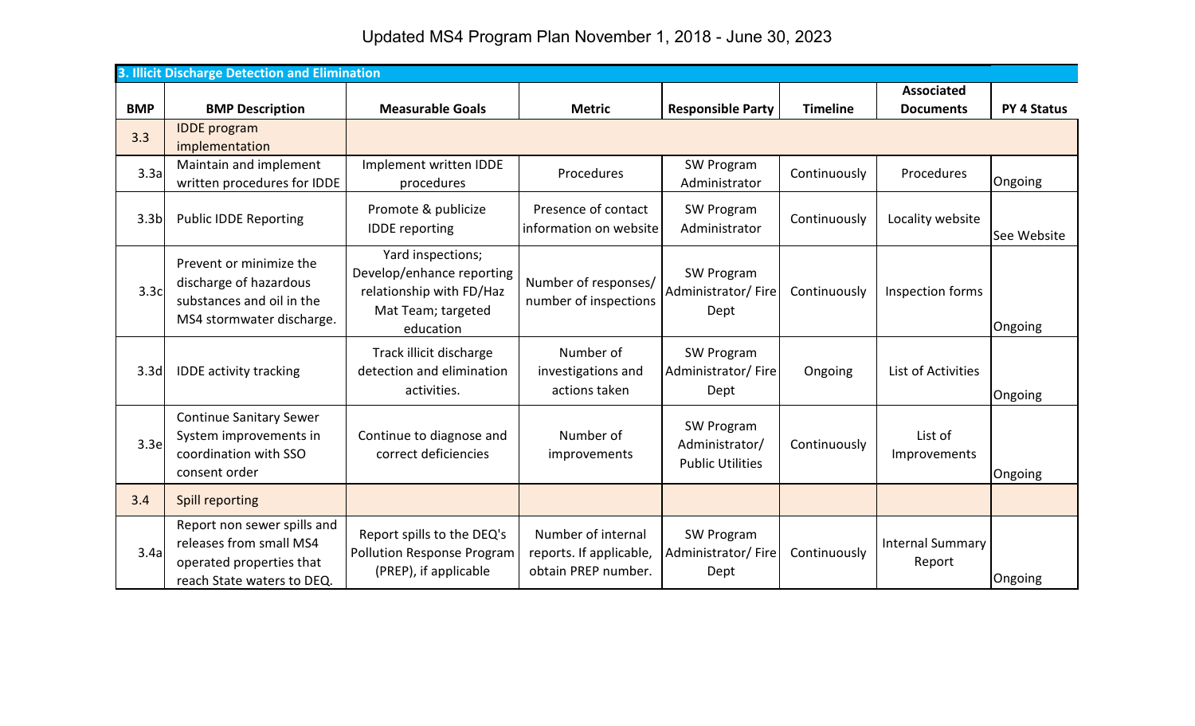# Updated MS4 Program Plan November 1, 2018 - June 30, 2023

| **3. Illicit Discharge Detection and Elimination** | | | | | | | |
|---|---|---|---|---|---|---|---|
| **BMP** | **BMP Description** | **Measurable Goals** | **Metric** | **Responsible Party** | **Timeline** | **Associated Documents** | **PY 4 Status** |
| 3.3 | IDDE program implementation | | | | | | |
| 3.3a | Maintain and implement written procedures for IDDE | Implement written IDDE procedures | Procedures | SW Program Administrator | Continuously | Procedures | Ongoing |
| 3.3b | Public IDDE Reporting | Promote & publicize IDDE reporting | Presence of contact information on website | SW Program Administrator | Continuously | Locality website | See Website |
| 3.3c | Prevent or minimize the discharge of hazardous substances and oil in the MS4 stormwater discharge. | Yard inspections; Develop/enhance reporting relationship with FD/Haz Mat Team; targeted education | Number of responses/ number of inspections | SW Program Administrator/ Fire Dept | Continuously | Inspection forms | Ongoing |
| 3.3d | IDDE activity tracking | Track illicit discharge detection and elimination activities. | Number of investigations and actions taken | SW Program Administrator/ Fire Dept | Ongoing | List of Activities | Ongoing |
| 3.3e | Continue Sanitary Sewer System improvements in coordination with SSO consent order | Continue to diagnose and correct deficiencies | Number of improvements | SW Program Administrator/ Public Utilities | Continuously | List of Improvements | Ongoing |
| 3.4 | Spill reporting | | | | | | |
| 3.4a | Report non sewer spills and releases from small MS4 operated properties that reach State waters to DEQ. | Report spills to the DEQ's Pollution Response Program (PREP), if applicable | Number of internal reports. If applicable, obtain PREP number. | SW Program Administrator/ Fire Dept | Continuously | Internal Summary Report | Ongoing |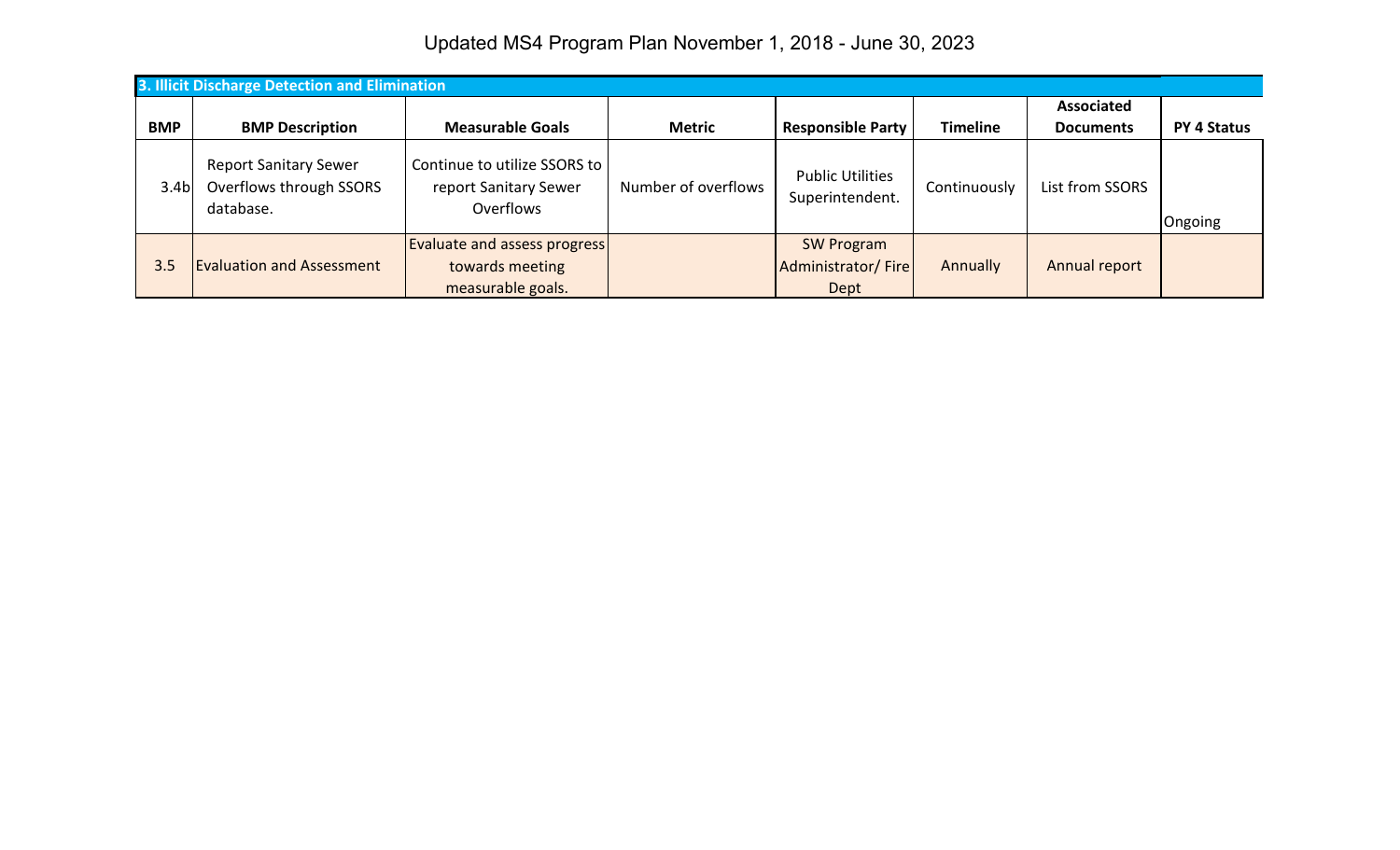# Updated MS4 Program Plan November 1, 2018 - June 30, 2023

| 3. Illicit Discharge Detection and Elimination | | | | | | | |
|---|---|---|---|---|---|---|---|
| **BMP** | **BMP Description** | **Measurable Goals** | **Metric** | **Responsible Party** | **Timeline** | **Associated Documents** | **PY 4 Status** |
| 3.4b | Report Sanitary Sewer Overflows through SSORS database. | Continue to utilize SSORS to report Sanitary Sewer Overflows | Number of overflows | Public Utilities Superintendent. | Continuously | List from SSORS | Ongoing |
| 3.5 | Evaluation and Assessment | Evaluate and assess progress towards meeting measurable goals. | | SW Program Administrator/ Fire Dept | Annually | Annual report | |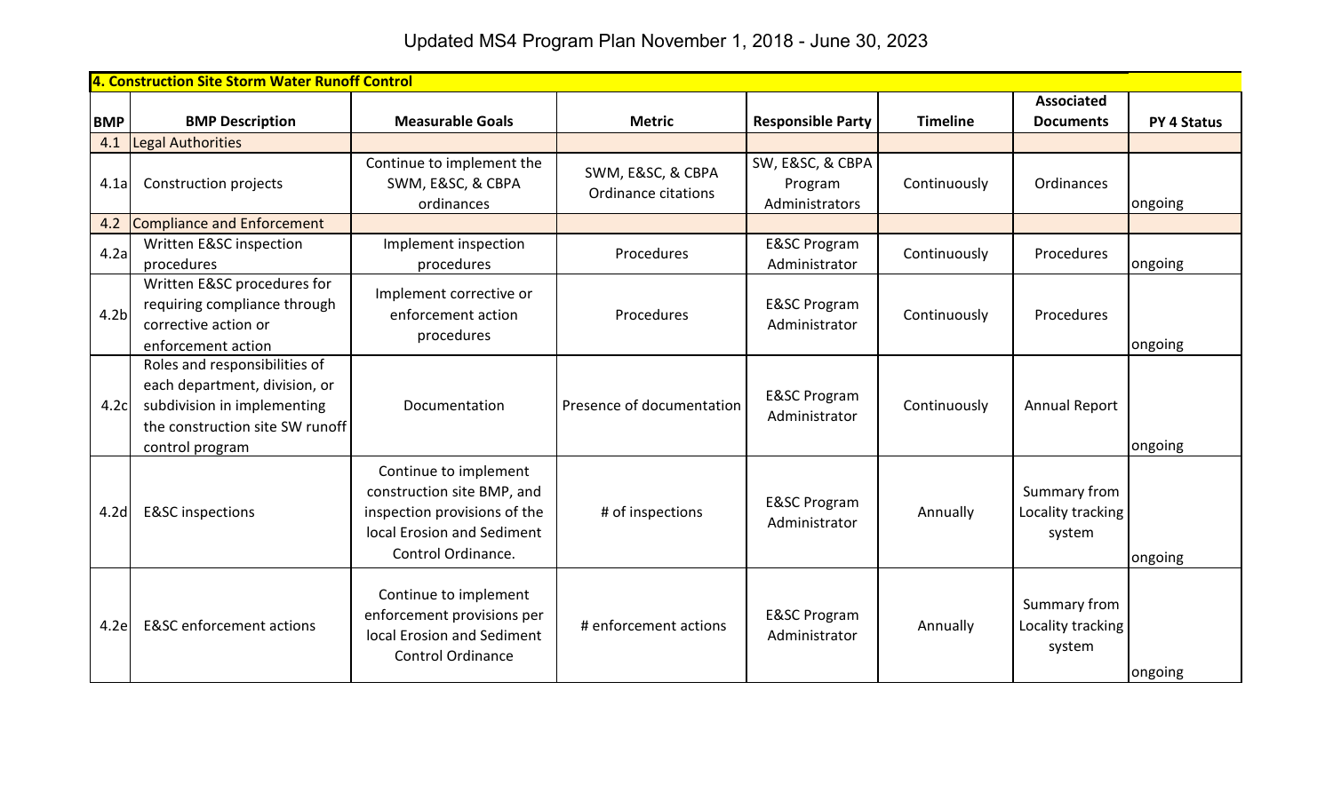# Updated MS4 Program Plan November 1, 2018 - June 30, 2023

| 4. Construction Site Storm Water Runoff Control | | | | | | | |
|---|---|---|---|---|---|---|---|
| **BMP** | **BMP Description** | **Measurable Goals** | **Metric** | **Responsible Party** | **Timeline** | **Associated Documents** | **PY 4 Status** |
| 4.1 | Legal Authorities | | | | | | |
| 4.1a | Construction projects | Continue to implement the SWM, E&SC, & CBPA ordinances | SWM, E&SC, & CBPA Ordinance citations | SW, E&SC, & CBPA Program Administrators | Continuously | Ordinances | ongoing |
| 4.2 | Compliance and Enforcement | | | | | | |
| 4.2a | Written E&SC inspection procedures | Implement inspection procedures | Procedures | E&SC Program Administrator | Continuously | Procedures | ongoing |
| 4.2b | Written E&SC procedures for requiring compliance through corrective action or enforcement action | Implement corrective or enforcement action procedures | Procedures | E&SC Program Administrator | Continuously | Procedures | ongoing |
| 4.2c | Roles and responsibilities of each department, division, or subdivision in implementing the construction site SW runoff control program | Documentation | Presence of documentation | E&SC Program Administrator | Continuously | Annual Report | ongoing |
| 4.2d | E&SC inspections | Continue to implement construction site BMP, and inspection provisions of the local Erosion and Sediment Control Ordinance. | # of inspections | E&SC Program Administrator | Annually | Summary from Locality tracking system | ongoing |
| 4.2e | E&SC enforcement actions | Continue to implement enforcement provisions per local Erosion and Sediment Control Ordinance | # enforcement actions | E&SC Program Administrator | Annually | Summary from Locality tracking system | ongoing |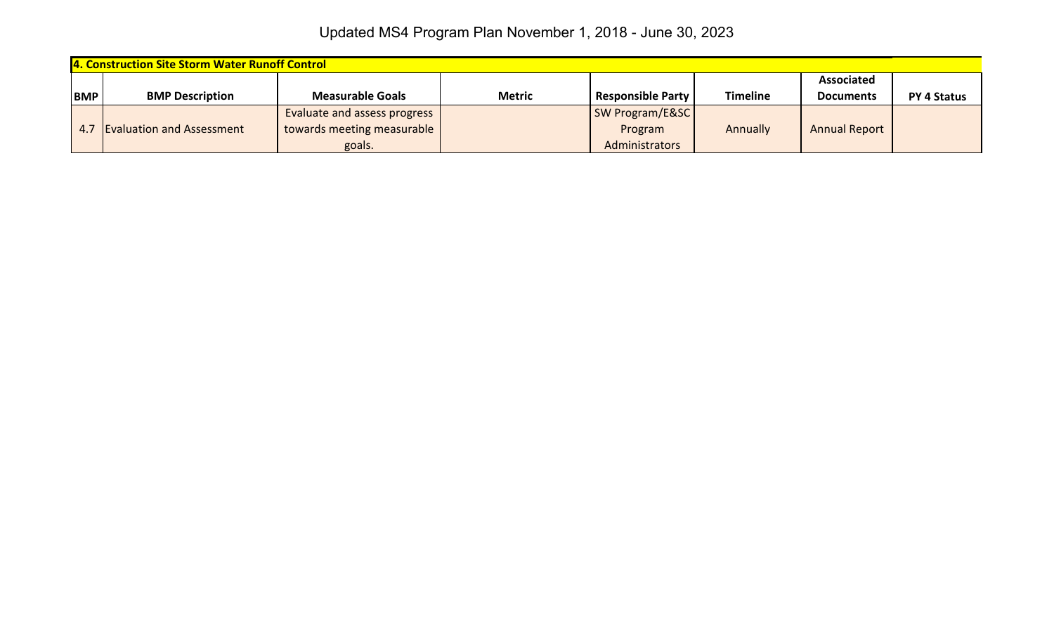# Updated MS4 Program Plan November 1, 2018 - June 30, 2023

| 4. Construction Site Storm Water Runoff Control | | | | | | | |
|---|---|---|---|---|---|---|---|
| BMP | BMP Description | Measurable Goals | Metric | Responsible Party | Timeline | Associated Documents | PY 4 Status |
| 4.7 | Evaluation and Assessment | Evaluate and assess progress towards meeting measurable goals. | | SW Program/E&SC Program Administrators | Annually | Annual Report | |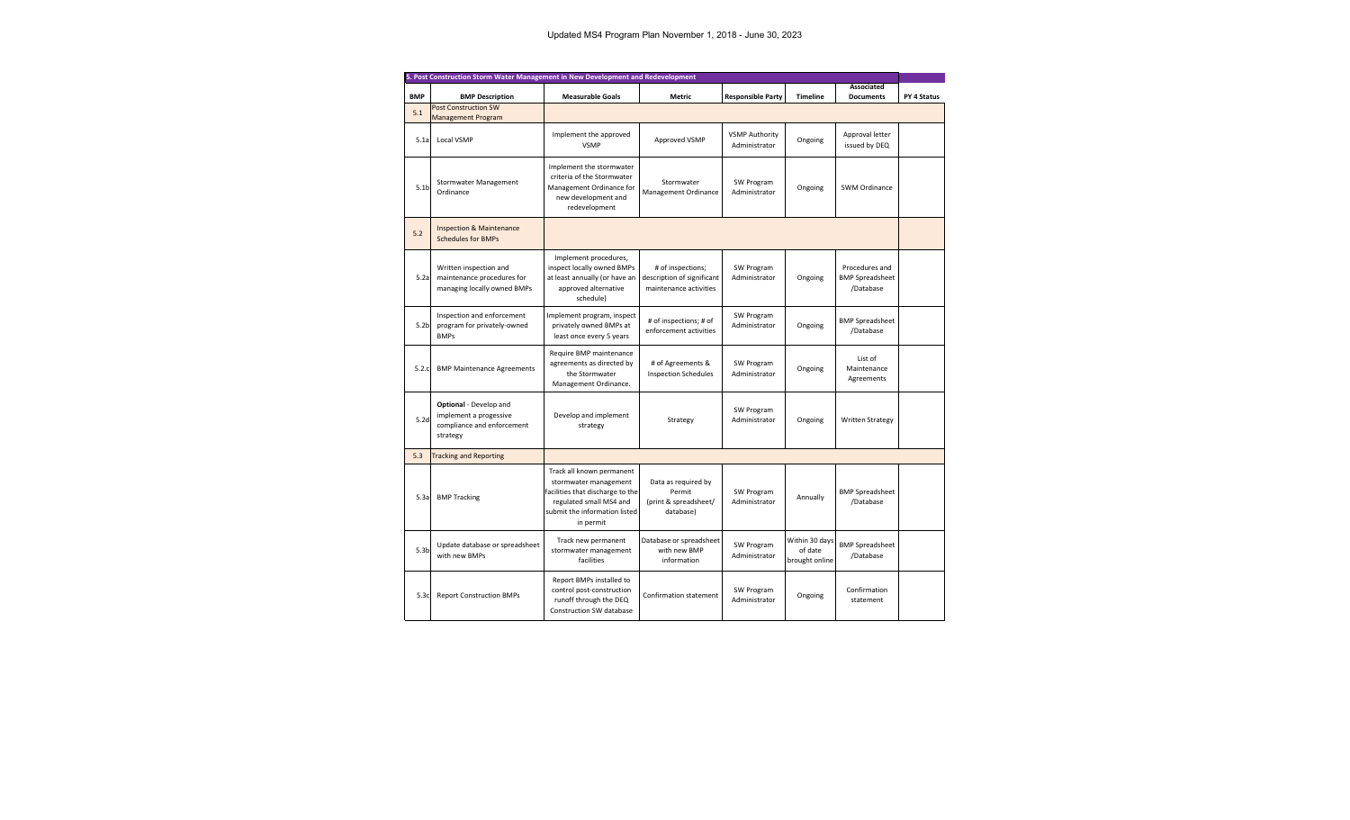| 5. Post Construction Storm Water Management in New Development and Redevelopment | | | | | | | |
|---|---|---|---|---|---|---|---|
| **BMP** | **BMP Description** | **Measurable Goals** | **Metric** | **Responsible Party** | **Timeline** | **Associated Documents** | **PY 4 Status** |
| 5.1 | Post Construction SW Management Program | | | | | | |
| 5.1a | Local VSMP | Implement the approved VSMP | Approved VSMP | VSMP Authority Administrator | Ongoing | Approval letter issued by DEQ | |
| 5.1b | Stormwater Management Ordinance | Implement the stormwater criteria of the Stormwater Management Ordinance for new development and redevelopment | Stormwater Management Ordinance | SW Program Administrator | Ongoing | SWM Ordinance | |
| 5.2 | Inspection & Maintenance Schedules for BMPs | | | | | | |
| 5.2a | Written inspection and maintenance procedures for managing locally owned BMPs | Implement procedures, inspect locally owned BMPs at least annually (or have an approved alternative schedule) | # of inspections; description of significant maintenance activities | SW Program Administrator | Ongoing | Procedures and BMP Spreadsheet /Database | |
| 5.2b | Inspection and enforcement program for privately-owned BMPs | Implement program, inspect privately owned BMPs at least once every 5 years | # of inspections; # of enforcement activities | SW Program Administrator | Ongoing | BMP Spreadsheet /Database | |
| 5.2.c | BMP Maintenance Agreements | Require BMP maintenance agreements as directed by the Stormwater Management Ordinance. | # of Agreements & Inspection Schedules | SW Program Administrator | Ongoing | List of Maintenance Agreements | |
| 5.2d | **Optional** - Develop and implement a progessive compliance and enforcement strategy | Develop and implement strategy | Strategy | SW Program Administrator | Ongoing | Written Strategy | |
| 5.3 | Tracking and Reporting | | | | | | |
| 5.3a | BMP Tracking | Track all known permanent stormwater management facilities that discharge to the regulated small MS4 and submit the information listed in permit | Data as required by Permit (print & spreadsheet/ database) | SW Program Administrator | Annually | BMP Spreadsheet /Database | |
| 5.3b | Update database or spreadsheet with new BMPs | Track new permanent stormwater management facilities | Database or spreadsheet with new BMP information | SW Program Administrator | Within 30 days of date brought online | BMP Spreadsheet /Database | |
| 5.3c | Report Construction BMPs | Report BMPs installed to control post-construction runoff through the DEQ Construction SW database | Confirmation statement | SW Program Administrator | Ongoing | Confirmation statement | |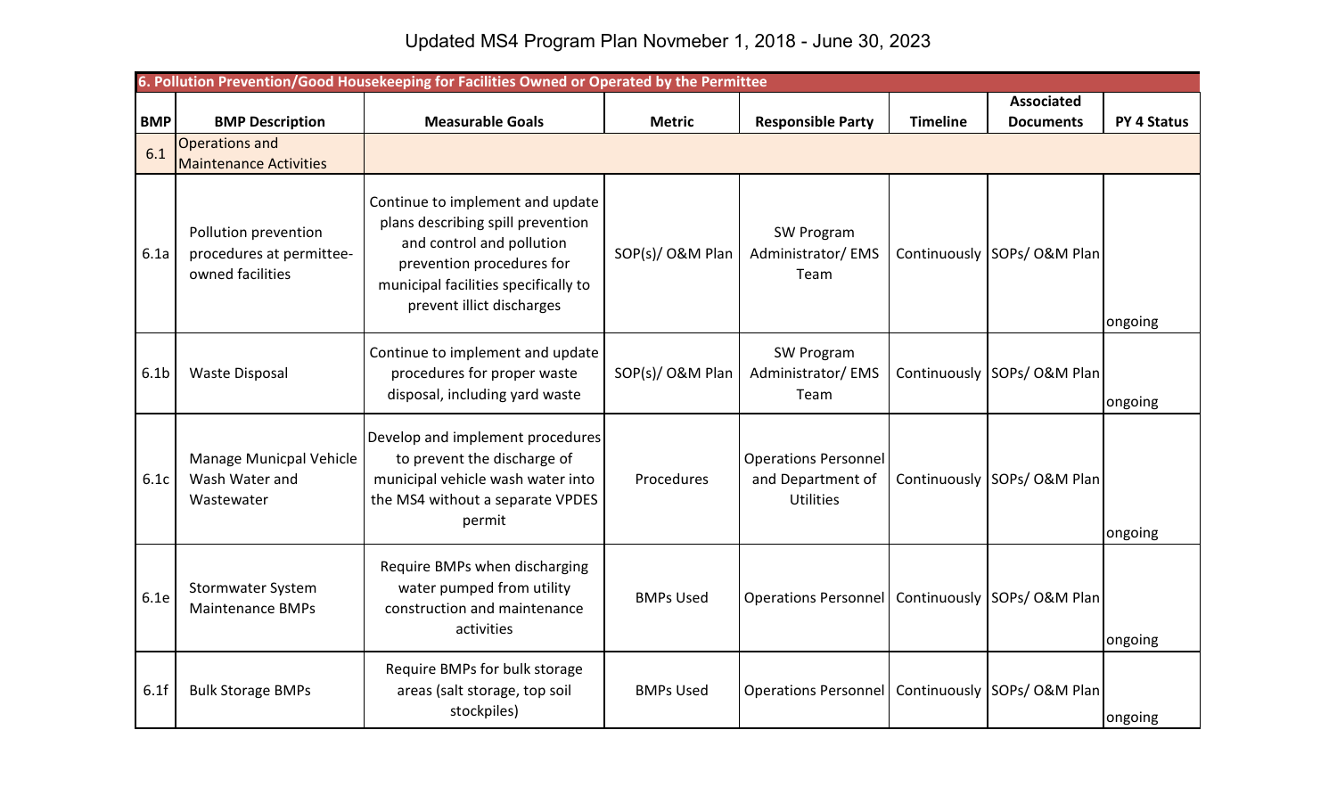# Updated MS4 Program Plan Novmeber 1, 2018 - June 30, 2023

| 6. Pollution Prevention/Good Housekeeping for Facilities Owned or Operated by the Permittee | | | | | | | |
|---|---|---|---|---|---|---|---|
| **BMP** | **BMP Description** | **Measurable Goals** | **Metric** | **Responsible Party** | **Timeline** | **Associated Documents** | **PY 4 Status** |
| 6.1 | Operations and Maintenance Activities | | | | | | |
| 6.1a | Pollution prevention procedures at permittee-owned facilities | Continue to implement and update plans describing spill prevention and control and pollution prevention procedures for municipal facilities specifically to prevent illict discharges | SOP(s)/ O&M Plan | SW Program Administrator/ EMS Team | Continuously | SOPs/ O&M Plan | ongoing |
| 6.1b | Waste Disposal | Continue to implement and update procedures for proper waste disposal, including yard waste | SOP(s)/ O&M Plan | SW Program Administrator/ EMS Team | Continuously | SOPs/ O&M Plan | ongoing |
| 6.1c | Manage Municpal Vehicle Wash Water and Wastewater | Develop and implement procedures to prevent the discharge of municipal vehicle wash water into the MS4 without a separate VPDES permit | Procedures | Operations Personnel and Department of Utilities | Continuously | SOPs/ O&M Plan | ongoing |
| 6.1e | Stormwater System Maintenance BMPs | Require BMPs when discharging water pumped from utility construction and maintenance activities | BMPs Used | Operations Personnel | Continuously | SOPs/ O&M Plan | ongoing |
| 6.1f | Bulk Storage BMPs | Require BMPs for bulk storage areas (salt storage, top soil stockpiles) | BMPs Used | Operations Personnel | Continuously | SOPs/ O&M Plan | ongoing |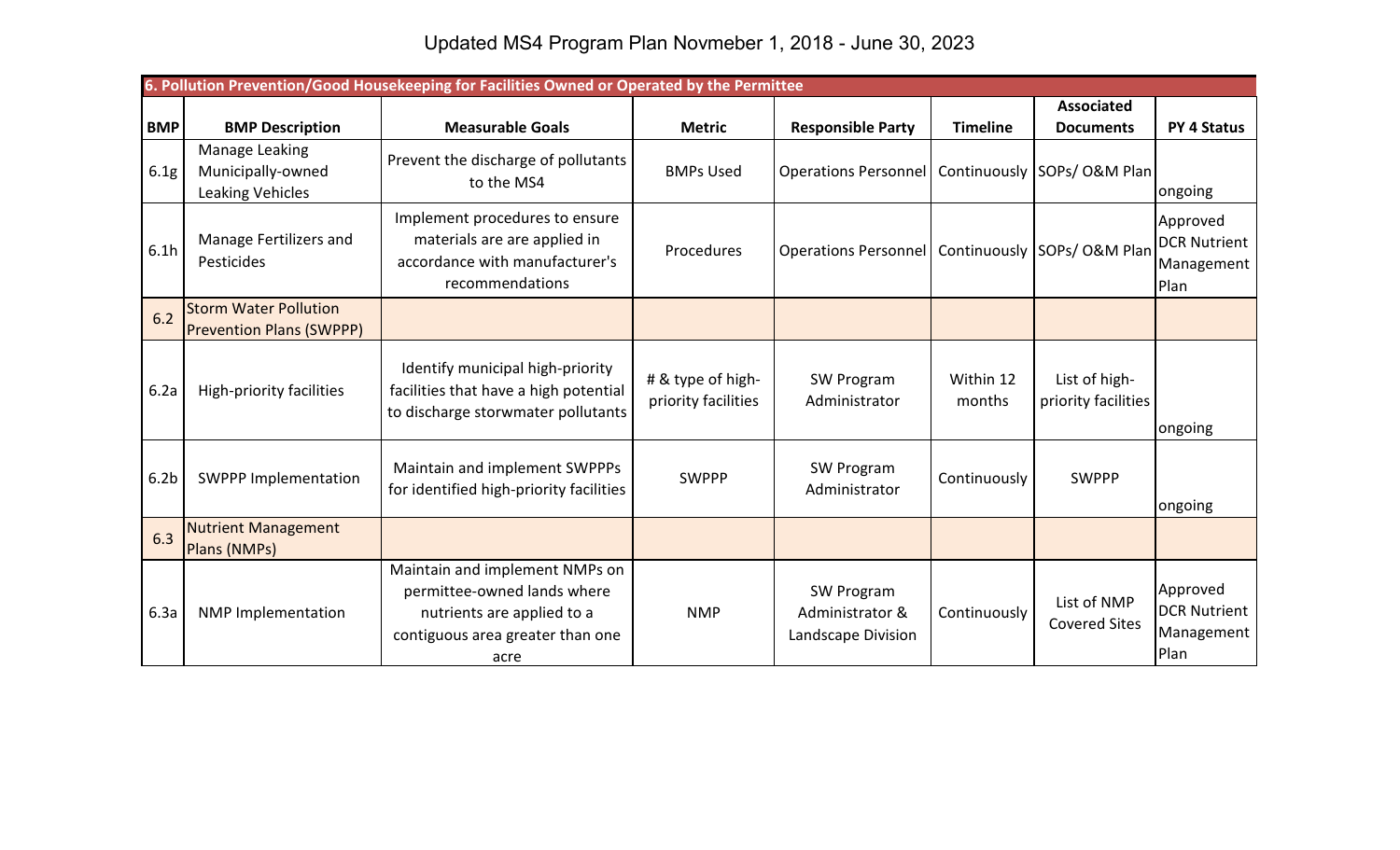# Updated MS4 Program Plan Novmeber 1, 2018 - June 30, 2023

| 6. Pollution Prevention/Good Housekeeping for Facilities Owned or Operated by the Permittee | | | | | | | |
|---|---|---|---|---|---|---|---|
| **BMP** | **BMP Description** | **Measurable Goals** | **Metric** | **Responsible Party** | **Timeline** | **Associated Documents** | **PY 4 Status** |
| 6.1g | Manage Leaking Municipally-owned Leaking Vehicles | Prevent the discharge of pollutants to the MS4 | BMPs Used | Operations Personnel | Continuously | SOPs/ O&M Plan | ongoing |
| 6.1h | Manage Fertilizers and Pesticides | Implement procedures to ensure materials are applied in accordance with manufacturer's recommendations | Procedures | Operations Personnel | Continuously | SOPs/ O&M Plan | Approved DCR Nutrient Management Plan |
| 6.2 | Storm Water Pollution Prevention Plans (SWPPP) | | | | | | |
| 6.2a | High-priority facilities | Identify municipal high-priority facilities that have a high potential to discharge storwmater pollutants | # & type of high-priority facilities | SW Program Administrator | Within 12 months | List of high-priority facilities | ongoing |
| 6.2b | SWPPP Implementation | Maintain and implement SWPPPs for identified high-priority facilities | SWPPP | SW Program Administrator | Continuously | SWPPP | ongoing |
| 6.3 | Nutrient Management Plans (NMPs) | | | | | | |
| 6.3a | NMP Implementation | Maintain and implement NMPs on permittee-owned lands where nutrients are applied to a contiguous area greater than one acre | NMP | SW Program Administrator & Landscape Division | Continuously | List of NMP Covered Sites | Approved DCR Nutrient Management Plan |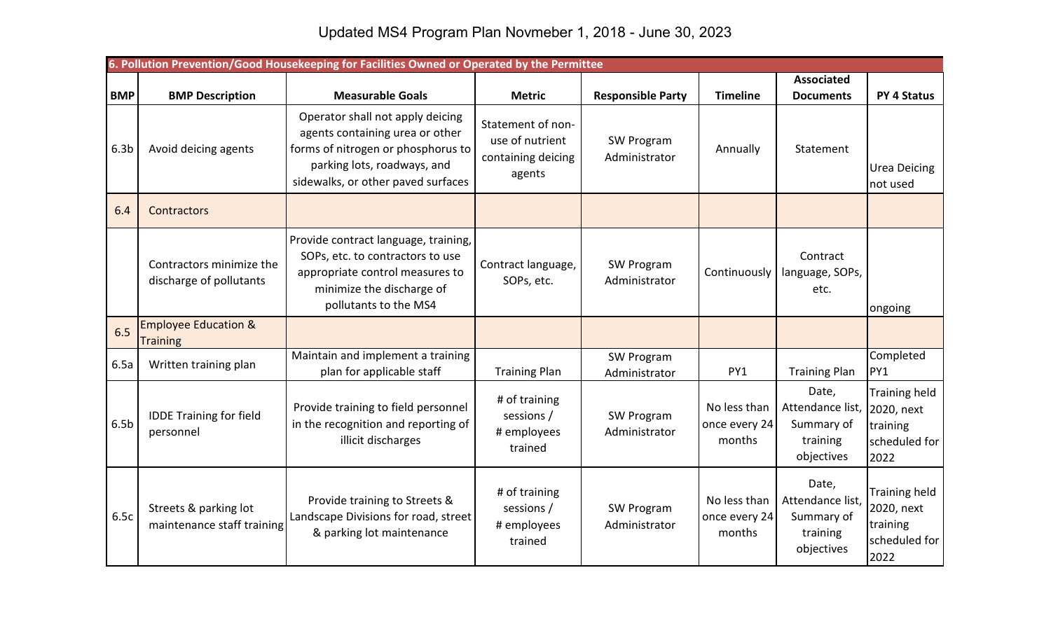# Updated MS4 Program Plan Novmeber 1, 2018 - June 30, 2023

| 6. Pollution Prevention/Good Housekeeping for Facilities Owned or Operated by the Permittee | | | | | | | |
|---|---|---|---|---|---|---|---|
| **BMP** | **BMP Description** | **Measurable Goals** | **Metric** | **Responsible Party** | **Timeline** | **Associated Documents** | **PY 4 Status** |
| 6.3b | Avoid deicing agents | Operator shall not apply deicing agents containing urea or other forms of nitrogen or phosphorus to parking lots, roadways, and sidewalks, or other paved surfaces | Statement of non-use of nutrient containing deicing agents | SW Program Administrator | Annually | Statement | Urea Deicing not used |
| 6.4 | Contractors | | | | | | |
| | Contractors minimize the discharge of pollutants | Provide contract language, training, SOPs, etc. to contractors to use appropriate control measures to minimize the discharge of pollutants to the MS4 | Contract language, SOPs, etc. | SW Program Administrator | Continuously | Contract language, SOPs, etc. | ongoing |
| 6.5 | Employee Education & Training | | | | | | |
| 6.5a | Written training plan | Maintain and implement a training plan for applicable staff | Training Plan | SW Program Administrator | PY1 | Training Plan | Completed PY1 |
| 6.5b | IDDE Training for field personnel | Provide training to field personnel in the recognition and reporting of illicit discharges | # of training sessions / # employees trained | SW Program Administrator | No less than once every 24 months | Date, Attendance list, Summary of training objectives | Training held 2020, next training scheduled for 2022 |
| 6.5c | Streets & parking lot maintenance staff training | Provide training to Streets & Landscape Divisions for road, street & parking lot maintenance | # of training sessions / # employees trained | SW Program Administrator | No less than once every 24 months | Date, Attendance list, Summary of training objectives | Training held 2020, next training scheduled for 2022 |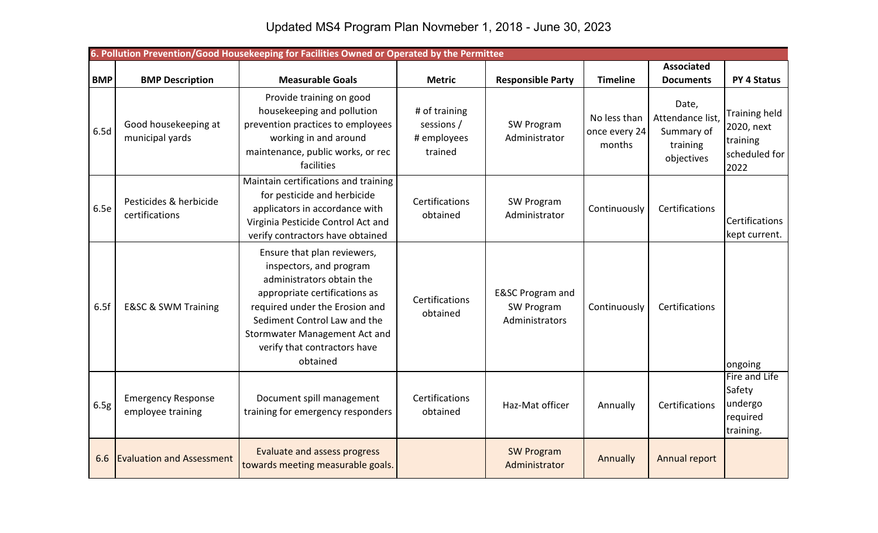# Updated MS4 Program Plan Novmeber 1, 2018 - June 30, 2023

| 6. Pollution Prevention/Good Housekeeping for Facilities Owned or Operated by the Permittee | | | | | | | |
|---|---|---|---|---|---|---|---|
| **BMP** | **BMP Description** | **Measurable Goals** | **Metric** | **Responsible Party** | **Timeline** | **Associated Documents** | **PY 4 Status** |
| 6.5d | Good housekeeping at municipal yards | Provide training on good housekeeping and pollution prevention practices to employees working in and around maintenance, public works, or rec facilities | # of training sessions / # employees trained | SW Program Administrator | No less than once every 24 months | Date, Attendance list, Summary of training objectives | Training held 2020, next training scheduled for 2022 |
| 6.5e | Pesticides & herbicide certifications | Maintain certifications and training for pesticide and herbicide applicators in accordance with Virginia Pesticide Control Act and verify contractors have obtained | Certifications obtained | SW Program Administrator | Continuously | Certifications | Certifications kept current. |
| 6.5f | E&SC & SWM Training | Ensure that plan reviewers, inspectors, and program administrators obtain the appropriate certifications as required under the Erosion and Sediment Control Law and the Stormwater Management Act and verify that contractors have obtained | Certifications obtained | E&SC Program and SW Program Administrators | Continuously | Certifications | ongoing |
| 6.5g | Emergency Response employee training | Document spill management training for emergency responders | Certifications obtained | Haz-Mat officer | Annually | Certifications | Fire and Life Safety undergo required training. |
| 6.6 | Evaluation and Assessment | Evaluate and assess progress towards meeting measurable goals. | | SW Program Administrator | Annually | Annual report | |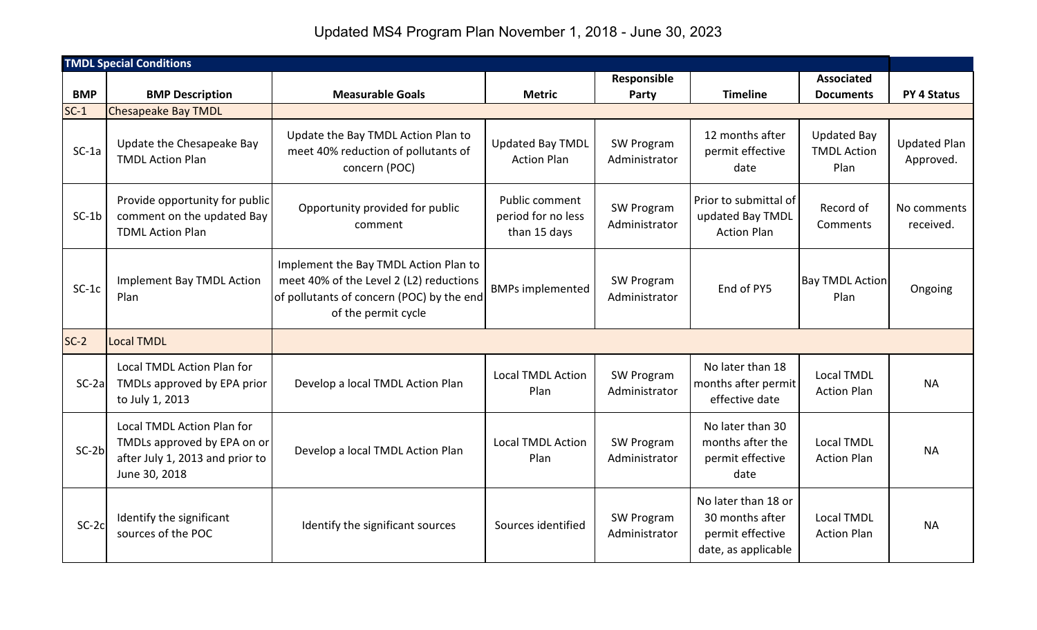# Updated MS4 Program Plan November 1, 2018 - June 30, 2023

| TMDL Special Conditions | | | | | | | |
|---|---|---|---|---|---|---|---|
| **BMP** | **BMP Description** | **Measurable Goals** | **Metric** | **Responsible Party** | **Timeline** | **Associated Documents** | **PY 4 Status** |
| SC-1 | Chesapeake Bay TMDL | | | | | | |
| SC-1a | Update the Chesapeake Bay TMDL Action Plan | Update the Bay TMDL Action Plan to meet 40% reduction of pollutants of concern (POC) | Updated Bay TMDL Action Plan | SW Program Administrator | 12 months after permit effective date | Updated Bay TMDL Action Plan | Updated Plan Approved. |
| SC-1b | Provide opportunity for public comment on the updated Bay TDML Action Plan | Opportunity provided for public comment | Public comment period for no less than 15 days | SW Program Administrator | Prior to submittal of updated Bay TMDL Action Plan | Record of Comments | No comments received. |
| SC-1c | Implement Bay TMDL Action Plan | Implement the Bay TMDL Action Plan to meet 40% of the Level 2 (L2) reductions of pollutants of concern (POC) by the end of the permit cycle | BMPs implemented | SW Program Administrator | End of PY5 | Bay TMDL Action Plan | Ongoing |
| SC-2 | Local TMDL | | | | | | |
| SC-2a | Local TMDL Action Plan for TMDLs approved by EPA prior to July 1, 2013 | Develop a local TMDL Action Plan | Local TMDL Action Plan | SW Program Administrator | No later than 18 months after permit effective date | Local TMDL Action Plan | NA |
| SC-2b | Local TMDL Action Plan for TMDLs approved by EPA on or after July 1, 2013 and prior to June 30, 2018 | Develop a local TMDL Action Plan | Local TMDL Action Plan | SW Program Administrator | No later than 30 months after the permit effective date | Local TMDL Action Plan | NA |
| SC-2c | Identify the significant sources of the POC | Identify the significant sources | Sources identified | SW Program Administrator | No later than 18 or 30 months after permit effective date, as applicable | Local TMDL Action Plan | NA |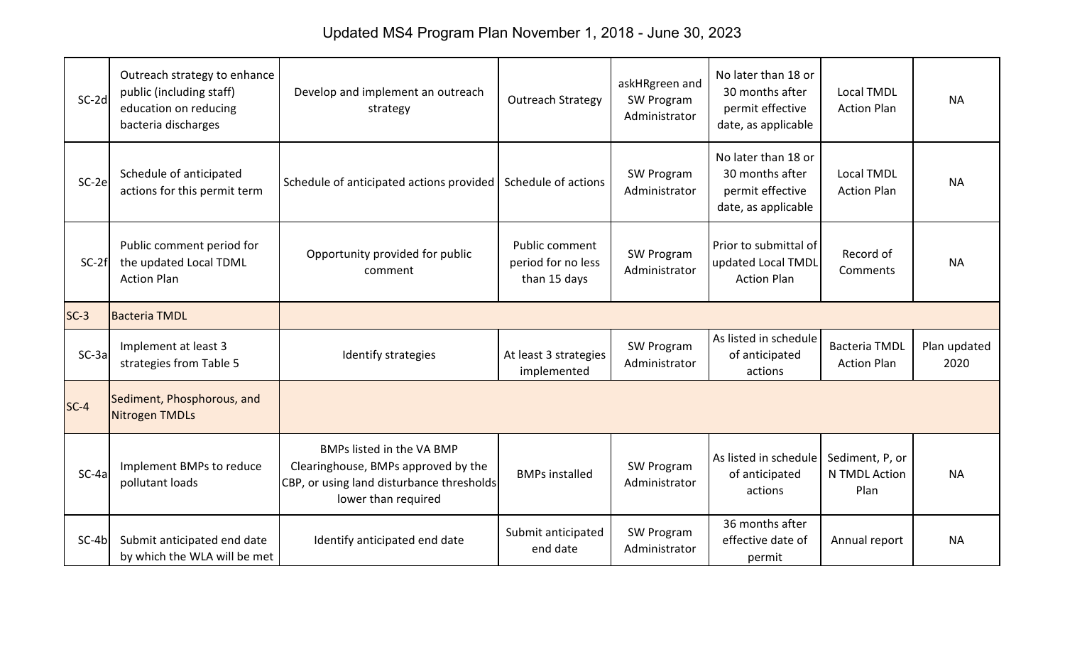# Updated MS4 Program Plan November 1, 2018 - June 30, 2023

| | | | | | | | |
|---|---|---|---|---|---|---|---|
| SC-2d | Outreach strategy to enhance public (including staff) education on reducing bacteria discharges | Develop and implement an outreach strategy | Outreach Strategy | askHRgreen and SW Program Administrator | No later than 18 or 30 months after permit effective date, as applicable | Local TMDL Action Plan | NA |
| SC-2e | Schedule of anticipated actions for this permit term | Schedule of anticipated actions provided | Schedule of actions | SW Program Administrator | No later than 18 or 30 months after permit effective date, as applicable | Local TMDL Action Plan | NA |
| SC-2f | Public comment period for the updated Local TDML Action Plan | Opportunity provided for public comment | Public comment period for no less than 15 days | SW Program Administrator | Prior to submittal of updated Local TMDL Action Plan | Record of Comments | NA |
| SC-3 | Bacteria TMDL | | | | | | |
| SC-3a | Implement at least 3 strategies from Table 5 | Identify strategies | At least 3 strategies implemented | SW Program Administrator | As listed in schedule of anticipated actions | Bacteria TMDL Action Plan | Plan updated 2020 |
| SC-4 | Sediment, Phosphorous, and Nitrogen TMDLs | | | | | | |
| SC-4a | Implement BMPs to reduce pollutant loads | BMPs listed in the VA BMP Clearinghouse, BMPs approved by the CBP, or using land disturbance thresholds lower than required | BMPs installed | SW Program Administrator | As listed in schedule of anticipated actions | Sediment, P, or N TMDL Action Plan | NA |
| SC-4b | Submit anticipated end date by which the WLA will be met | Identify anticipated end date | Submit anticipated end date | SW Program Administrator | 36 months after effective date of permit | Annual report | NA |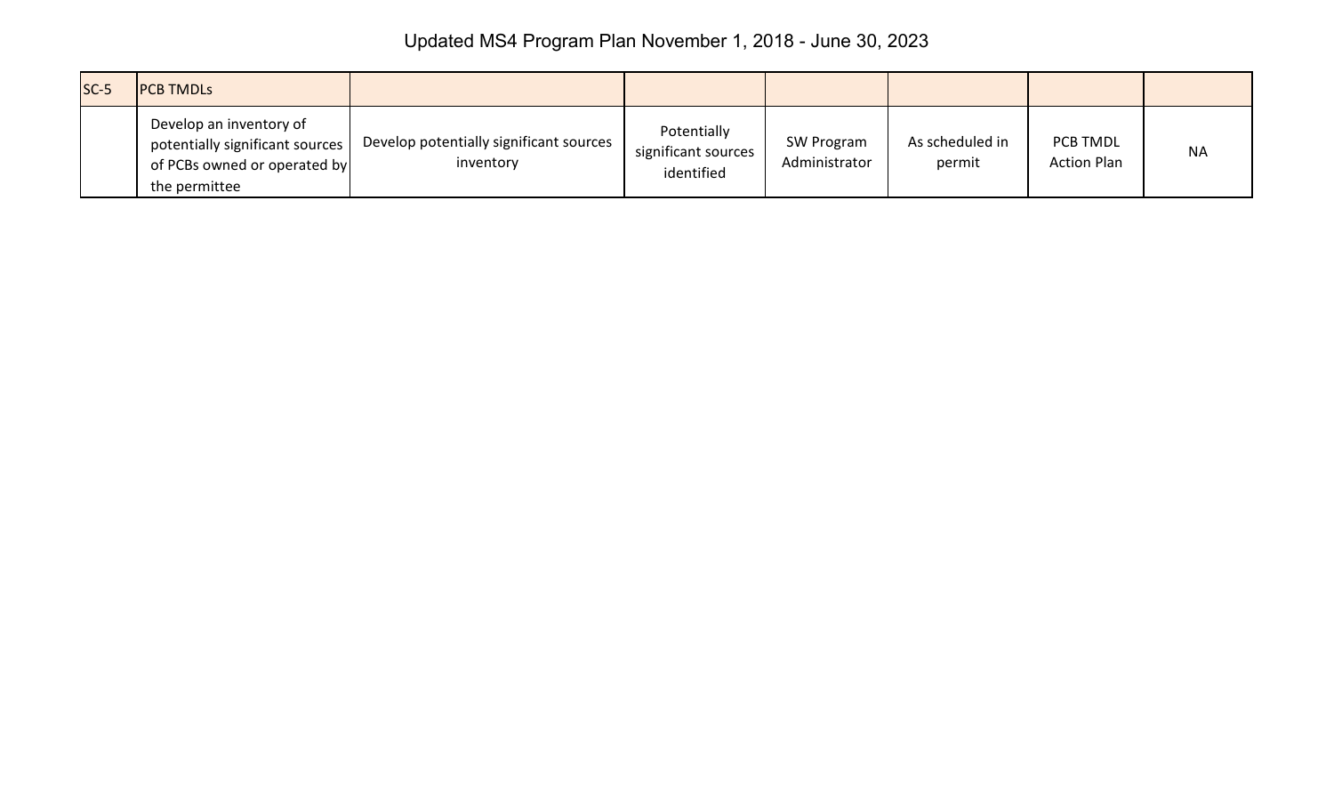| | | | | | | |
|---|---|---|---|---|---|---|
| SC-5 | PCB TMDLs | | | | | |
| | Develop an inventory of potentially significant sources of PCBs owned or operated by the permittee | Develop potentially significant sources inventory | Potentially significant sources identified | SW Program Administrator | As scheduled in permit | PCB TMDL Action Plan | NA |